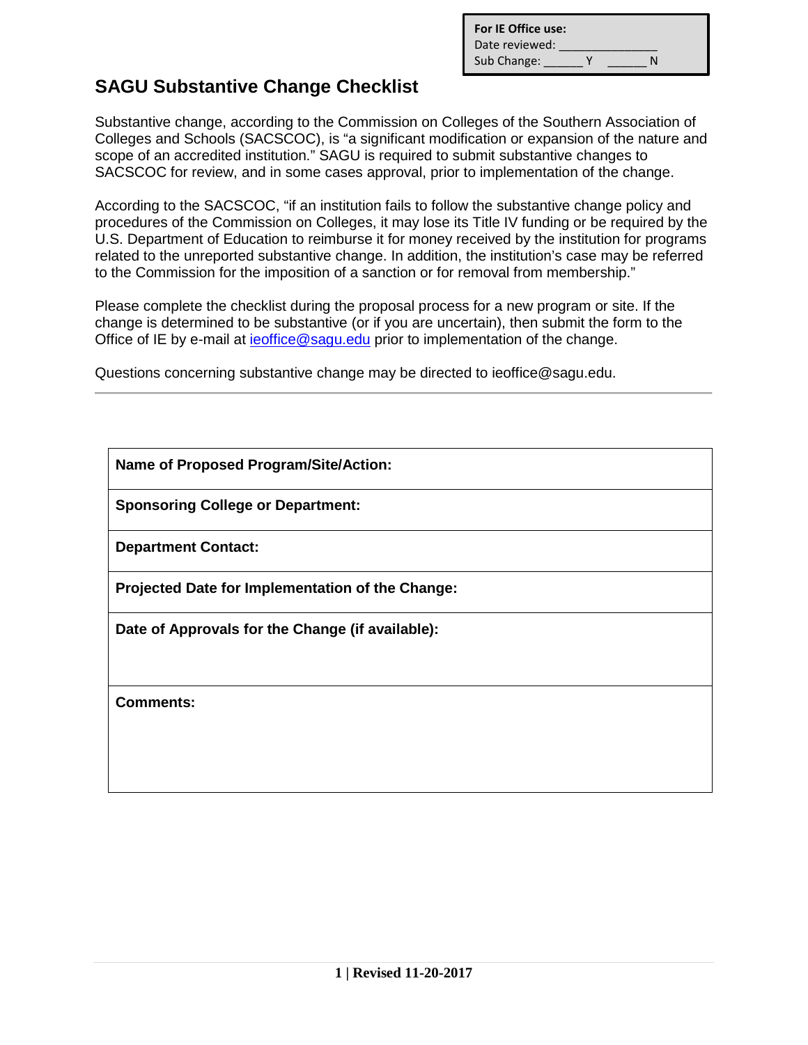**For IE Office use:**
Date reviewed: _______________
Sub Change: ______ Y ______ N

# SAGU Substantive Change Checklist

Substantive change, according to the Commission on Colleges of the Southern Association of Colleges and Schools (SACSCOC), is "a significant modification or expansion of the nature and scope of an accredited institution." SAGU is required to submit substantive changes to SACSCOC for review, and in some cases approval, prior to implementation of the change.

According to the SACSCOC, "if an institution fails to follow the substantive change policy and procedures of the Commission on Colleges, it may lose its Title IV funding or be required by the U.S. Department of Education to reimburse it for money received by the institution for programs related to the unreported substantive change. In addition, the institution's case may be referred to the Commission for the imposition of a sanction or for removal from membership."

Please complete the checklist during the proposal process for a new program or site. If the change is determined to be substantive (or if you are uncertain), then submit the form to the Office of IE by e-mail at ieoffice@sagu.edu prior to implementation of the change.

Questions concerning substantive change may be directed to ieoffice@sagu.edu.

---

| **Name of Proposed Program/Site/Action:** |
|---|
| **Sponsoring College or Department:** |
| **Department Contact:** |
| **Projected Date for Implementation of the Change:** |
| **Date of Approvals for the Change (if available):** |
| **Comments:** |

Revised 11-20-2017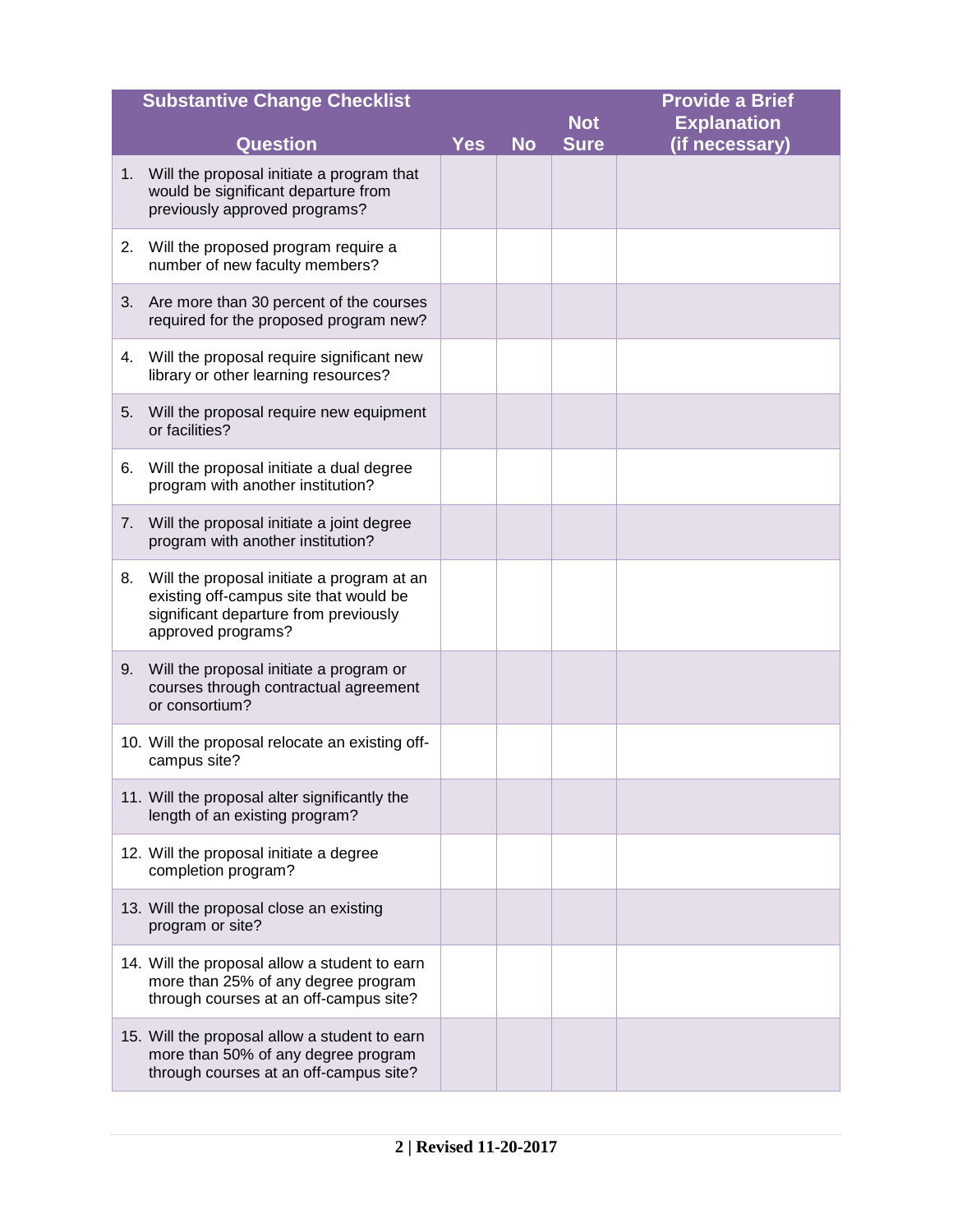| Substantive Change Checklist<br>Question | Yes | No | Not Sure | Provide a Brief Explanation (if necessary) |
|---|---|---|---|---|
| 1. Will the proposal initiate a program that would be significant departure from previously approved programs? | | | | |
| 2. Will the proposed program require a number of new faculty members? | | | | |
| 3. Are more than 30 percent of the courses required for the proposed program new? | | | | |
| 4. Will the proposal require significant new library or other learning resources? | | | | |
| 5. Will the proposal require new equipment or facilities? | | | | |
| 6. Will the proposal initiate a dual degree program with another institution? | | | | |
| 7. Will the proposal initiate a joint degree program with another institution? | | | | |
| 8. Will the proposal initiate a program at an existing off-campus site that would be significant departure from previously approved programs? | | | | |
| 9. Will the proposal initiate a program or courses through contractual agreement or consortium? | | | | |
| 10. Will the proposal relocate an existing off-campus site? | | | | |
| 11. Will the proposal alter significantly the length of an existing program? | | | | |
| 12. Will the proposal initiate a degree completion program? | | | | |
| 13. Will the proposal close an existing program or site? | | | | |
| 14. Will the proposal allow a student to earn more than 25% of any degree program through courses at an off-campus site? | | | | |
| 15. Will the proposal allow a student to earn more than 50% of any degree program through courses at an off-campus site? | | | | |

Revised 11-20-2017